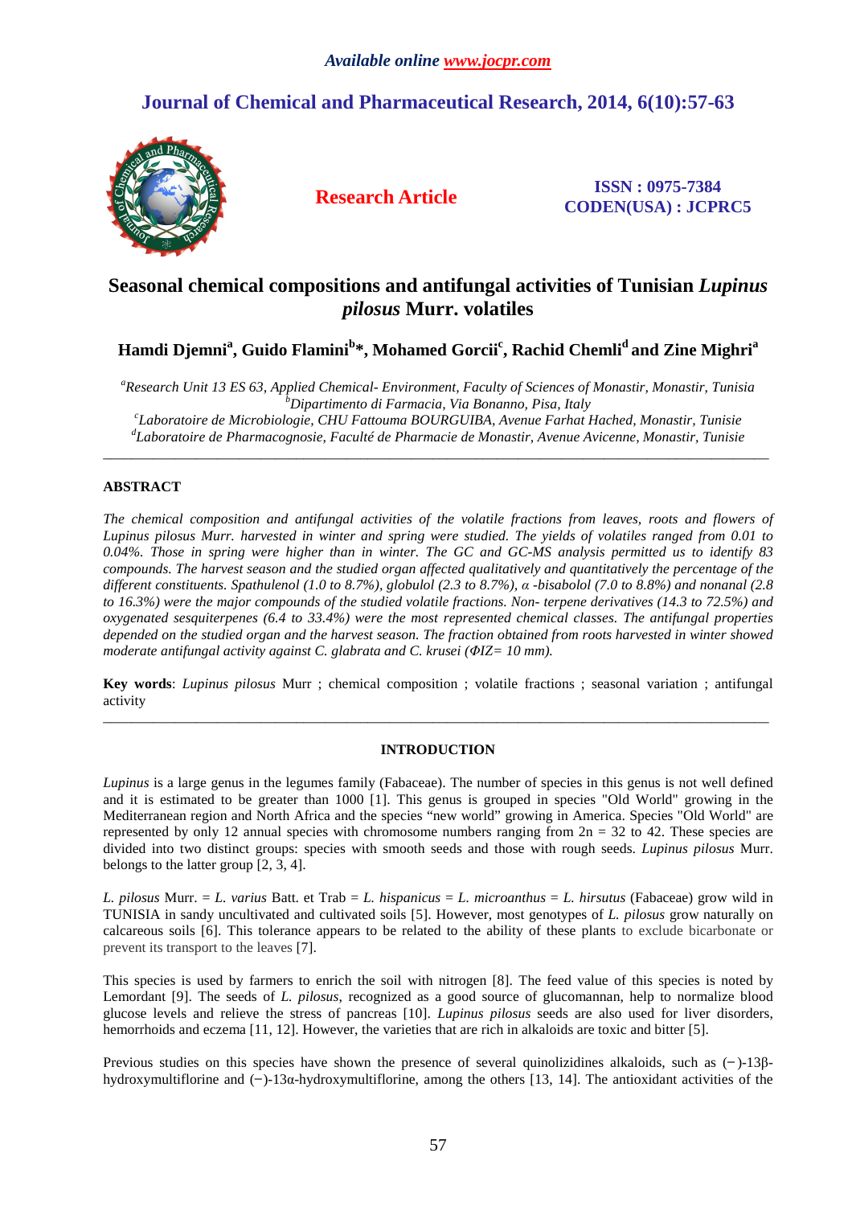Available online www.jocpr.com

# Journal of Chemical and Pharmaceutical Research, 2014, 6(10):57-63

**Research Article**

**ISSN : 0975-7384**
**CODEN(USA) : JCPRC5**

# Seasonal chemical compositions and antifungal activities of Tunisian *Lupinus pilosus* Murr. volatiles

**Hamdi Djemni[a], Guido Flamini[b]*, Mohamed Gorcii[c], Rachid Chemli[d] and Zine Mighri[a]**

*[a]Research Unit 13 ES 63, Applied Chemical- Environment, Faculty of Sciences of Monastir, Monastir, Tunisia*
*[b]Dipartimento di Farmacia, Via Bonanno, Pisa, Italy*
*[c]Laboratoire de Microbiologie, CHU Fattouma BOURGUIBA, Avenue Farhat Hached, Monastir, Tunisie*
*[d]Laboratoire de Pharmacognosie, Faculté de Pharmacie de Monastir, Avenue Avicenne, Monastir, Tunisie*

---

## ABSTRACT

*The chemical composition and antifungal activities of the volatile fractions from leaves, roots and flowers of Lupinus pilosus Murr. harvested in winter and spring were studied. The yields of volatiles ranged from 0.01 to 0.04%. Those in spring were higher than in winter. The GC and GC-MS analysis permitted us to identify 83 compounds. The harvest season and the studied organ affected qualitatively and quantitatively the percentage of the different constituents. Spathulenol (1.0 to 8.7%), globulol (2.3 to 8.7%), α -bisabolol (7.0 to 8.8%) and nonanal (2.8 to 16.3%) were the major compounds of the studied volatile fractions. Non- terpene derivatives (14.3 to 72.5%) and oxygenated sesquiterpenes (6.4 to 33.4%) were the most represented chemical classes. The antifungal properties depended on the studied organ and the harvest season. The fraction obtained from roots harvested in winter showed moderate antifungal activity against C. glabrata and C. krusei (ΦIZ= 10 mm).*

**Key words**: *Lupinus pilosus* Murr ; chemical composition ; volatile fractions ; seasonal variation ; antifungal activity

---

## INTRODUCTION

*Lupinus* is a large genus in the legumes family (Fabaceae). The number of species in this genus is not well defined and it is estimated to be greater than 1000 [1]. This genus is grouped in species "Old World" growing in the Mediterranean region and North Africa and the species "new world" growing in America. Species "Old World" are represented by only 12 annual species with chromosome numbers ranging from 2n = 32 to 42. These species are divided into two distinct groups: species with smooth seeds and those with rough seeds. *Lupinus pilosus* Murr. belongs to the latter group [2, 3, 4].

*L. pilosus* Murr. = *L. varius* Batt. et Trab = *L. hispanicus* = *L. microanthus* = *L. hirsutus* (Fabaceae) grow wild in TUNISIA in sandy uncultivated and cultivated soils [5]. However, most genotypes of *L. pilosus* grow naturally on calcareous soils [6]. This tolerance appears to be related to the ability of these plants to exclude bicarbonate or prevent its transport to the leaves [7].

This species is used by farmers to enrich the soil with nitrogen [8]. The feed value of this species is noted by Lemordant [9]. The seeds of *L. pilosus*, recognized as a good source of glucomannan, help to normalize blood glucose levels and relieve the stress of pancreas [10]. *Lupinus pilosus* seeds are also used for liver disorders, hemorrhoids and eczema [11, 12]. However, the varieties that are rich in alkaloids are toxic and bitter [5].

Previous studies on this species have shown the presence of several quinolizidines alkaloids, such as (−)-13β-hydroxymultiflorine and (−)-13α-hydroxymultiflorine, among the others [13, 14]. The antioxidant activities of the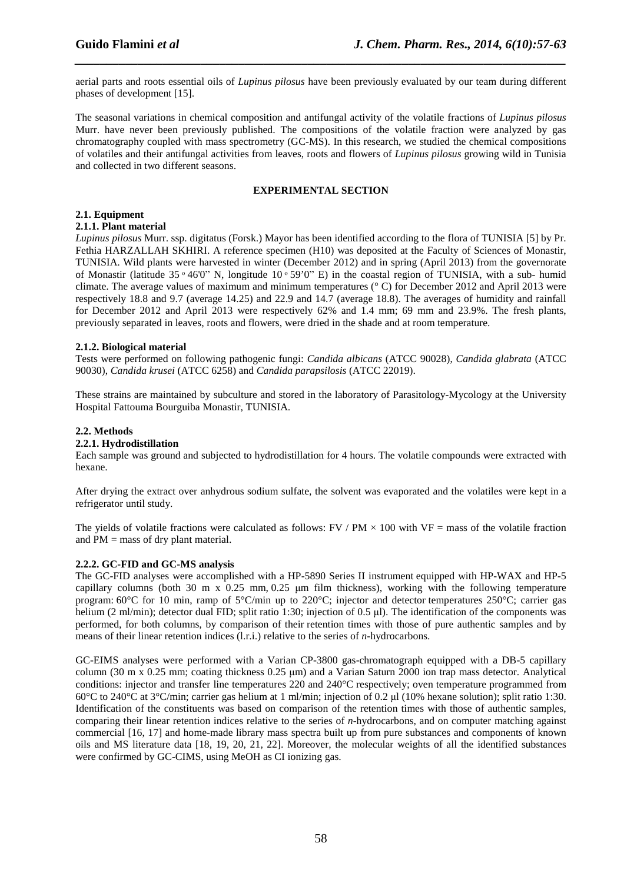aerial parts and roots essential oils of *Lupinus pilosus* have been previously evaluated by our team during different phases of development [15].

The seasonal variations in chemical composition and antifungal activity of the volatile fractions of *Lupinus pilosus* Murr. have never been previously published. The compositions of the volatile fraction were analyzed by gas chromatography coupled with mass spectrometry (GC-MS). In this research, we studied the chemical compositions of volatiles and their antifungal activities from leaves, roots and flowers of *Lupinus pilosus* growing wild in Tunisia and collected in two different seasons.

## EXPERIMENTAL SECTION

### 2.1. Equipment

#### 2.1.1. Plant material

*Lupinus pilosus* Murr. ssp. digitatus (Forsk.) Mayor has been identified according to the flora of TUNISIA [5] by Pr. Fethia HARZALLAH SKHIRI. A reference specimen (H10) was deposited at the Faculty of Sciences of Monastir, TUNISIA. Wild plants were harvested in winter (December 2012) and in spring (April 2013) from the governorate of Monastir (latitude 35 ° 46'0" N, longitude 10 ° 59'0" E) in the coastal region of TUNISIA, with a sub- humid climate. The average values of maximum and minimum temperatures (° C) for December 2012 and April 2013 were respectively 18.8 and 9.7 (average 14.25) and 22.9 and 14.7 (average 18.8). The averages of humidity and rainfall for December 2012 and April 2013 were respectively 62% and 1.4 mm; 69 mm and 23.9%. The fresh plants, previously separated in leaves, roots and flowers, were dried in the shade and at room temperature.

#### 2.1.2. Biological material

Tests were performed on following pathogenic fungi: *Candida albicans* (ATCC 90028), *Candida glabrata* (ATCC 90030), *Candida krusei* (ATCC 6258) and *Candida parapsilosis* (ATCC 22019).

These strains are maintained by subculture and stored in the laboratory of Parasitology-Mycology at the University Hospital Fattouma Bourguiba Monastir, TUNISIA.

### 2.2. Methods

#### 2.2.1. Hydrodistillation

Each sample was ground and subjected to hydrodistillation for 4 hours. The volatile compounds were extracted with hexane.

After drying the extract over anhydrous sodium sulfate, the solvent was evaporated and the volatiles were kept in a refrigerator until study.

The yields of volatile fractions were calculated as follows: $FV / PM \times 100$ with VF = mass of the volatile fraction and PM = mass of dry plant material.

#### 2.2.2. GC-FID and GC-MS analysis

The GC-FID analyses were accomplished with a HP-5890 Series II instrument equipped with HP-WAX and HP-5 capillary columns (both 30 m x 0.25 mm, 0.25 μm film thickness), working with the following temperature program: 60°C for 10 min, ramp of 5°C/min up to 220°C; injector and detector temperatures 250°C; carrier gas helium (2 ml/min); detector dual FID; split ratio 1:30; injection of 0.5 μl). The identification of the components was performed, for both columns, by comparison of their retention times with those of pure authentic samples and by means of their linear retention indices (l.r.i.) relative to the series of *n*-hydrocarbons.

GC-EIMS analyses were performed with a Varian CP-3800 gas-chromatograph equipped with a DB-5 capillary column (30 m x 0.25 mm; coating thickness 0.25 μm) and a Varian Saturn 2000 ion trap mass detector. Analytical conditions: injector and transfer line temperatures 220 and 240°C respectively; oven temperature programmed from 60°C to 240°C at 3°C/min; carrier gas helium at 1 ml/min; injection of 0.2 μl (10% hexane solution); split ratio 1:30. Identification of the constituents was based on comparison of the retention times with those of authentic samples, comparing their linear retention indices relative to the series of *n*-hydrocarbons, and on computer matching against commercial [16, 17] and home-made library mass spectra built up from pure substances and components of known oils and MS literature data [18, 19, 20, 21, 22]. Moreover, the molecular weights of all the identified substances were confirmed by GC-CIMS, using MeOH as CI ionizing gas.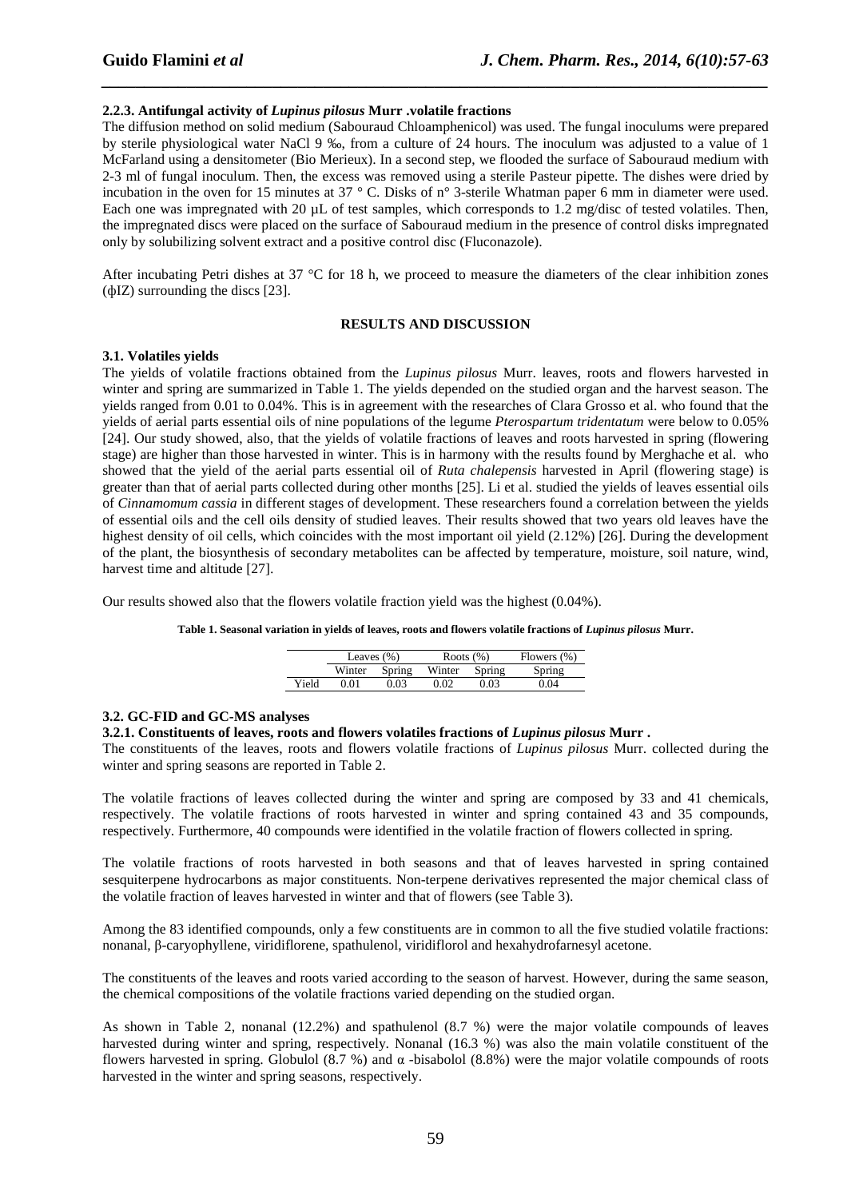#### 2.2.3. Antifungal activity of *Lupinus pilosus* Murr .volatile fractions

The diffusion method on solid medium (Sabouraud Chloamphenicol) was used. The fungal inoculums were prepared by sterile physiological water NaCl 9 ‰, from a culture of 24 hours. The inoculum was adjusted to a value of 1 McFarland using a densitometer (Bio Merieux). In a second step, we flooded the surface of Sabouraud medium with 2-3 ml of fungal inoculum. Then, the excess was removed using a sterile Pasteur pipette. The dishes were dried by incubation in the oven for 15 minutes at 37 ° C. Disks of n° 3-sterile Whatman paper 6 mm in diameter were used. Each one was impregnated with 20 µL of test samples, which corresponds to 1.2 mg/disc of tested volatiles. Then, the impregnated discs were placed on the surface of Sabouraud medium in the presence of control disks impregnated only by solubilizing solvent extract and a positive control disc (Fluconazole).

After incubating Petri dishes at 37 °C for 18 h, we proceed to measure the diameters of the clear inhibition zones (ϕIZ) surrounding the discs [23].

## RESULTS AND DISCUSSION

### 3.1. Volatiles yields

The yields of volatile fractions obtained from the *Lupinus pilosus* Murr. leaves, roots and flowers harvested in winter and spring are summarized in Table 1. The yields depended on the studied organ and the harvest season. The yields ranged from 0.01 to 0.04%. This is in agreement with the researches of Clara Grosso et al. who found that the yields of aerial parts essential oils of nine populations of the legume *Pterospartum tridentatum* were below to 0.05% [24]. Our study showed, also, that the yields of volatile fractions of leaves and roots harvested in spring (flowering stage) are higher than those harvested in winter. This is in harmony with the results found by Merghache et al. who showed that the yield of the aerial parts essential oil of *Ruta chalepensis* harvested in April (flowering stage) is greater than that of aerial parts collected during other months [25]. Li et al. studied the yields of leaves essential oils of *Cinnamomum cassia* in different stages of development. These researchers found a correlation between the yields of essential oils and the cell oils density of studied leaves. Their results showed that two years old leaves have the highest density of oil cells, which coincides with the most important oil yield (2.12%) [26]. During the development of the plant, the biosynthesis of secondary metabolites can be affected by temperature, moisture, soil nature, wind, harvest time and altitude [27].

Our results showed also that the flowers volatile fraction yield was the highest (0.04%).

**Table 1. Seasonal variation in yields of leaves, roots and flowers volatile fractions of *Lupinus pilosus* Murr.**

| | Leaves (%) | | Roots (%) | | Flowers (%) |
|---|---|---|---|---|---|
| | Winter | Spring | Winter | Spring | Spring |
| Yield | 0.01 | 0.03 | 0.02 | 0.03 | 0.04 |

### 3.2. GC-FID and GC-MS analyses

#### 3.2.1. Constituents of leaves, roots and flowers volatiles fractions of *Lupinus pilosus* Murr .

The constituents of the leaves, roots and flowers volatile fractions of *Lupinus pilosus* Murr. collected during the winter and spring seasons are reported in Table 2.

The volatile fractions of leaves collected during the winter and spring are composed by 33 and 41 chemicals, respectively. The volatile fractions of roots harvested in winter and spring contained 43 and 35 compounds, respectively. Furthermore, 40 compounds were identified in the volatile fraction of flowers collected in spring.

The volatile fractions of roots harvested in both seasons and that of leaves harvested in spring contained sesquiterpene hydrocarbons as major constituents. Non-terpene derivatives represented the major chemical class of the volatile fraction of leaves harvested in winter and that of flowers (see Table 3).

Among the 83 identified compounds, only a few constituents are in common to all the five studied volatile fractions: nonanal, β-caryophyllene, viridiflorene, spathulenol, viridiflorol and hexahydrofarnesyl acetone.

The constituents of the leaves and roots varied according to the season of harvest. However, during the same season, the chemical compositions of the volatile fractions varied depending on the studied organ.

As shown in Table 2, nonanal (12.2%) and spathulenol (8.7 %) were the major volatile compounds of leaves harvested during winter and spring, respectively. Nonanal (16.3 %) was also the main volatile constituent of the flowers harvested in spring. Globulol (8.7 %) and α -bisabolol (8.8%) were the major volatile compounds of roots harvested in the winter and spring seasons, respectively.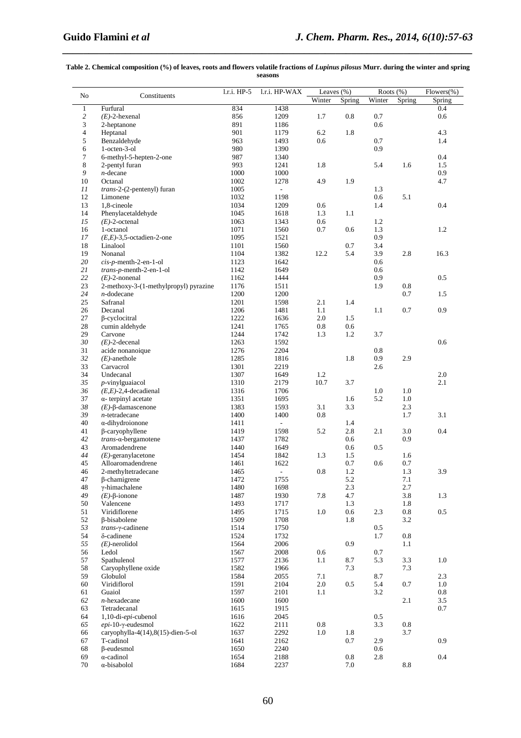**Table 2. Chemical composition (%) of leaves, roots and flowers volatile fractions of *Lupinus pilosus* Murr. during the winter and spring seasons**

| No | Constituents | l.r.i. HP-5 | l.r.i. HP-WAX | Leaves (%) | | Roots (%) | | Flowers(%) |
|---|---|---|---|---|---|---|---|---|
| | | | | Winter | Spring | Winter | Spring | Spring |
| 1 | Furfural | 834 | 1438 | | | | | 0.4 |
| *2* | (*E*)-2-hexenal | 856 | 1209 | 1.7 | 0.8 | 0.7 | | 0.6 |
| 3 | 2-heptanone | 891 | 1186 | | | 0.6 | | |
| 4 | Heptanal | 901 | 1179 | 6.2 | 1.8 | | | 4.3 |
| 5 | Benzaldehyde | 963 | 1493 | 0.6 | | 0.7 | | 1.4 |
| 6 | 1-octen-3-ol | 980 | 1390 | | | 0.9 | | |
| 7 | 6-methyl-5-hepten-2-one | 987 | 1340 | | | | | 0.4 |
| 8 | 2-pentyl furan | 993 | 1241 | 1.8 | | 5.4 | 1.6 | 1.5 |
| *9* | *n*-decane | 1000 | 1000 | | | | | 0.9 |
| 10 | Octanal | 1002 | 1278 | 4.9 | 1.9 | | | 4.7 |
| *11* | *trans*-2-(2-pentenyl) furan | 1005 | - | | | 1.3 | | |
| 12 | Limonene | 1032 | 1198 | | | 0.6 | 5.1 | |
| 13 | 1,8-cineole | 1034 | 1209 | 0.6 | | 1.4 | | 0.4 |
| 14 | Phenylacetaldehyde | 1045 | 1618 | 1.3 | 1.1 | | | |
| *15* | (*E*)-2-octenal | 1063 | 1343 | 0.6 | | 1.2 | | |
| 16 | 1-octanol | 1071 | 1560 | 0.7 | 0.6 | 1.3 | | 1.2 |
| *17* | (*E,E*)-3,5-octadien-2-one | 1095 | 1521 | | | 0.9 | | |
| 18 | Linalool | 1101 | 1560 | | 0.7 | 3.4 | | |
| 19 | Nonanal | 1104 | 1382 | 12.2 | 5.4 | 3.9 | 2.8 | 16.3 |
| *20* | *cis*-*p*-menth-2-en-1-ol | 1123 | 1642 | | | 0.6 | | |
| *21* | *trans*-*p*-menth-2-en-1-ol | 1142 | 1649 | | | 0.6 | | |
| *22* | (*E*)-2-nonenal | 1162 | 1444 | | | 0.9 | | 0.5 |
| 23 | 2-methoxy-3-(1-methylpropyl) pyrazine | 1176 | 1511 | | | 1.9 | 0.8 | |
| *24* | *n*-dodecane | 1200 | 1200 | | | | 0.7 | 1.5 |
| 25 | Safranal | 1201 | 1598 | 2.1 | 1.4 | | | |
| 26 | Decanal | 1206 | 1481 | 1.1 | | 1.1 | 0.7 | 0.9 |
| 27 | β-cyclocitral | 1222 | 1636 | 2.0 | 1.5 | | | |
| 28 | cumin aldehyde | 1241 | 1765 | 0.8 | 0.6 | | | |
| 29 | Carvone | 1244 | 1742 | 1.3 | 1.2 | 3.7 | | |
| *30* | (*E*)-2-decenal | 1263 | 1592 | | | | | 0.6 |
| 31 | acide nonanoique | 1276 | 2204 | | | 0.8 | | |
| *32* | (*E*)-anethole | 1285 | 1816 | | 1.8 | 0.9 | 2.9 | |
| 33 | Carvacrol | 1301 | 2219 | | | 2.6 | | |
| 34 | Undecanal | 1307 | 1649 | 1.2 | | | | 2.0 |
| *35* | *p*-vinylguaiacol | 1310 | 2179 | 10.7 | 3.7 | | | 2.1 |
| *36* | (*E,E*)-2,4-decadienal | 1316 | 1706 | | | 1.0 | 1.0 | |
| 37 | α- terpinyl acetate | 1351 | 1695 | | 1.6 | 5.2 | 1.0 | |
| *38* | (*E*)-β-damascenone | 1383 | 1593 | 3.1 | 3.3 | | 2.3 | |
| *39* | *n*-tetradecane | 1400 | 1400 | 0.8 | | | 1.7 | 3.1 |
| 40 | α-dihydroionone | 1411 | - | | 1.4 | | | |
| 41 | β-caryophyllene | 1419 | 1598 | 5.2 | 2.8 | 2.1 | 3.0 | 0.4 |
| *42* | *trans*-α-bergamotene | 1437 | 1782 | | 0.6 | | 0.9 | |
| 43 | Aromadendrene | 1440 | 1649 | | 0.6 | 0.5 | | |
| *44* | (*E*)-geranylacetone | 1454 | 1842 | 1.3 | 1.5 | | 1.6 | |
| 45 | Alloaromadendrene | 1461 | 1622 | | 0.7 | 0.6 | 0.7 | |
| 46 | 2-methyltetradecane | 1465 | - | 0.8 | 1.2 | | 1.3 | 3.9 |
| 47 | β-chamigrene | 1472 | 1755 | | 5.2 | | 7.1 | |
| 48 | γ-himachalene | 1480 | 1698 | | 2.3 | | 2.7 | |
| *49* | (*E*)-β-ionone | 1487 | 1930 | 7.8 | 4.7 | | 3.8 | 1.3 |
| 50 | Valencene | 1493 | 1717 | | 1.3 | | 1.8 | |
| 51 | Viridiflorene | 1495 | 1715 | 1.0 | 0.6 | 2.3 | 0.8 | 0.5 |
| 52 | β-bisabolene | 1509 | 1708 | | 1.8 | | 3.2 | |
| *53* | *trans*-γ-cadinene | 1514 | 1750 | | | 0.5 | | |
| 54 | δ-cadinene | 1524 | 1732 | | | 1.7 | 0.8 | |
| *55* | (*E*)-nerolidol | 1564 | 2006 | | 0.9 | | 1.1 | |
| 56 | Ledol | 1567 | 2008 | 0.6 | | 0.7 | | |
| 57 | Spathulenol | 1577 | 2136 | 1.1 | 8.7 | 5.3 | 3.3 | 1.0 |
| 58 | Caryophyllene oxide | 1582 | 1966 | | 7.3 | | 7.3 | |
| 59 | Globulol | 1584 | 2055 | 7.1 | | 8.7 | | 2.3 |
| 60 | Viridiflorol | 1591 | 2104 | 2.0 | 0.5 | 5.4 | 0.7 | 1.0 |
| 61 | Guaiol | 1597 | 2101 | 1.1 | | 3.2 | | 0.8 |
| *62* | *n*-hexadecane | 1600 | 1600 | | | | 2.1 | 3.5 |
| 63 | Tetradecanal | 1615 | 1915 | | | | | 0.7 |
| 64 | 1,10-di-*epi*-cubenol | 1616 | 2045 | | | 0.5 | | |
| *65* | *epi*-10-γ-eudesmol | 1622 | 2111 | 0.8 | | 3.3 | 0.8 | |
| 66 | caryophylla-4(14),8(15)-dien-5-ol | 1637 | 2292 | 1.0 | 1.8 | | 3.7 | |
| 67 | T-cadinol | 1641 | 2162 | | 0.7 | 2.9 | | 0.9 |
| 68 | β-eudesmol | 1650 | 2240 | | | 0.6 | | |
| 69 | α-cadinol | 1654 | 2188 | | 0.8 | 2.8 | | 0.4 |
| 70 | α-bisabolol | 1684 | 2237 | | 7.0 | | 8.8 | |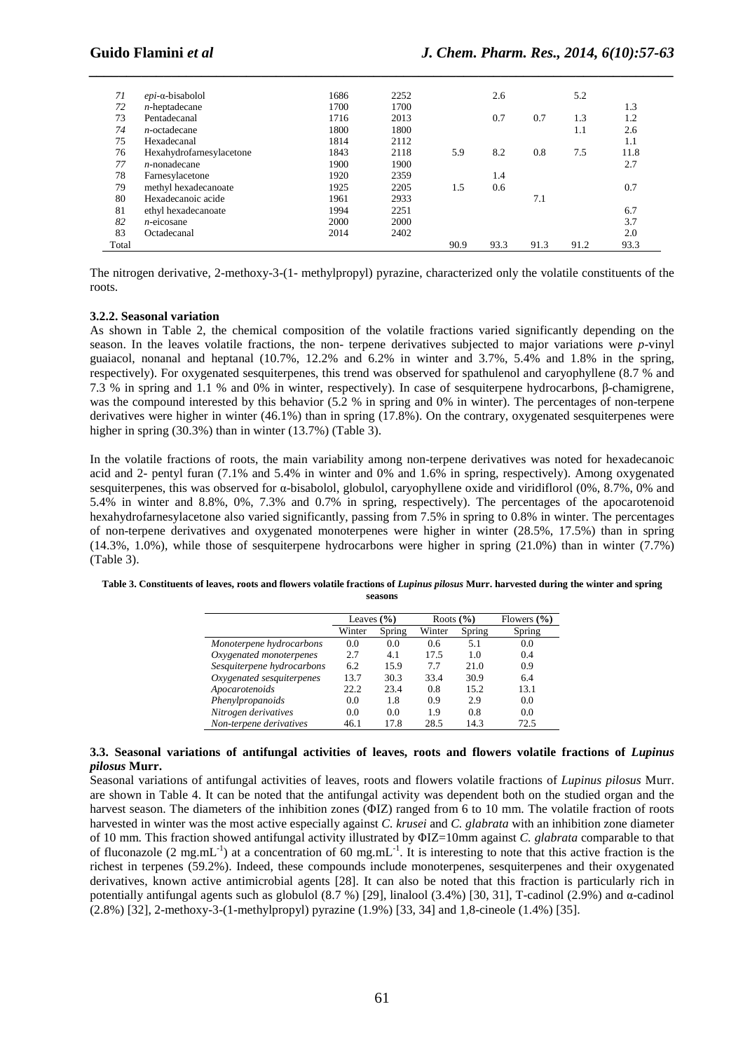| | | | | | | | | |
|---|---|---|---|---|---|---|---|---|
| *71* | *epi*-α-bisabolol | 1686 | 2252 | | 2.6 | | 5.2 | |
| *72* | *n*-heptadecane | 1700 | 1700 | | | | | 1.3 |
| 73 | Pentadecanal | 1716 | 2013 | | 0.7 | 0.7 | 1.3 | 1.2 |
| *74* | *n*-octadecane | 1800 | 1800 | | | | 1.1 | 2.6 |
| 75 | Hexadecanal | 1814 | 2112 | | | | | 1.1 |
| 76 | Hexahydrofarnesylacetone | 1843 | 2118 | 5.9 | 8.2 | 0.8 | 7.5 | 11.8 |
| *77* | *n*-nonadecane | 1900 | 1900 | | | | | 2.7 |
| 78 | Farnesylacetone | 1920 | 2359 | | 1.4 | | | |
| 79 | methyl hexadecanoate | 1925 | 2205 | 1.5 | 0.6 | | | 0.7 |
| 80 | Hexadecanoic acide | 1961 | 2933 | | | 7.1 | | |
| 81 | ethyl hexadecanoate | 1994 | 2251 | | | | | 6.7 |
| *82* | *n*-eicosane | 2000 | 2000 | | | | | 3.7 |
| 83 | Octadecanal | 2014 | 2402 | | | | | 2.0 |
| Total | | | | 90.9 | 93.3 | 91.3 | 91.2 | 93.3 |

The nitrogen derivative, 2-methoxy-3-(1- methylpropyl) pyrazine, characterized only the volatile constituents of the roots.

#### 3.2.2. Seasonal variation

As shown in Table 2, the chemical composition of the volatile fractions varied significantly depending on the season. In the leaves volatile fractions, the non- terpene derivatives subjected to major variations were *p*-vinyl guaiacol, nonanal and heptanal (10.7%, 12.2% and 6.2% in winter and 3.7%, 5.4% and 1.8% in the spring, respectively). For oxygenated sesquiterpenes, this trend was observed for spathulenol and caryophyllene (8.7 % and 7.3 % in spring and 1.1 % and 0% in winter, respectively). In case of sesquiterpene hydrocarbons, β-chamigrene, was the compound interested by this behavior (5.2 % in spring and 0% in winter). The percentages of non-terpene derivatives were higher in winter (46.1%) than in spring (17.8%). On the contrary, oxygenated sesquiterpenes were higher in spring (30.3%) than in winter (13.7%) (Table 3).

In the volatile fractions of roots, the main variability among non-terpene derivatives was noted for hexadecanoic acid and 2- pentyl furan (7.1% and 5.4% in winter and 0% and 1.6% in spring, respectively). Among oxygenated sesquiterpenes, this was observed for α-bisabolol, globulol, caryophyllene oxide and viridiflorol (0%, 8.7%, 0% and 5.4% in winter and 8.8%, 0%, 7.3% and 0.7% in spring, respectively). The percentages of the apocarotenoid hexahydrofarnesylacetone also varied significantly, passing from 7.5% in spring to 0.8% in winter. The percentages of non-terpene derivatives and oxygenated monoterpenes were higher in winter (28.5%, 17.5%) than in spring (14.3%, 1.0%), while those of sesquiterpene hydrocarbons were higher in spring (21.0%) than in winter (7.7%) (Table 3).

**Table 3. Constituents of leaves, roots and flowers volatile fractions of *Lupinus pilosus* Murr. harvested during the winter and spring seasons**

| | Leaves (%) | | Roots (%) | | Flowers (%) |
|---|---|---|---|---|---|
| | Winter | Spring | Winter | Spring | Spring |
| *Monoterpene hydrocarbons* | 0.0 | 0.0 | 0.6 | 5.1 | 0.0 |
| *Oxygenated monoterpenes* | 2.7 | 4.1 | 17.5 | 1.0 | 0.4 |
| *Sesquiterpene hydrocarbons* | 6.2 | 15.9 | 7.7 | 21.0 | 0.9 |
| *Oxygenated sesquiterpenes* | 13.7 | 30.3 | 33.4 | 30.9 | 6.4 |
| *Apocarotenoids* | 22.2 | 23.4 | 0.8 | 15.2 | 13.1 |
| *Phenylpropanoids* | 0.0 | 1.8 | 0.9 | 2.9 | 0.0 |
| *Nitrogen derivatives* | 0.0 | 0.0 | 1.9 | 0.8 | 0.0 |
| *Non-terpene derivatives* | 46.1 | 17.8 | 28.5 | 14.3 | 72.5 |

### 3.3. Seasonal variations of antifungal activities of leaves, roots and flowers volatile fractions of *Lupinus pilosus* Murr.

Seasonal variations of antifungal activities of leaves, roots and flowers volatile fractions of *Lupinus pilosus* Murr. are shown in Table 4. It can be noted that the antifungal activity was dependent both on the studied organ and the harvest season. The diameters of the inhibition zones (ΦIZ) ranged from 6 to 10 mm. The volatile fraction of roots harvested in winter was the most active especially against *C. krusei* and *C. glabrata* with an inhibition zone diameter of 10 mm. This fraction showed antifungal activity illustrated by ΦIZ=10mm against *C. glabrata* comparable to that of fluconazole (2 $mg.mL^{-1}$) at a concentration of 60 $mg.mL^{-1}$. It is interesting to note that this active fraction is the richest in terpenes (59.2%). Indeed, these compounds include monoterpenes, sesquiterpenes and their oxygenated derivatives, known active antimicrobial agents [28]. It can also be noted that this fraction is particularly rich in potentially antifungal agents such as globulol (8.7 %) [29], linalool (3.4%) [30, 31], T-cadinol (2.9%) and α-cadinol (2.8%) [32], 2-methoxy-3-(1-methylpropyl) pyrazine (1.9%) [33, 34] and 1,8-cineole (1.4%) [35].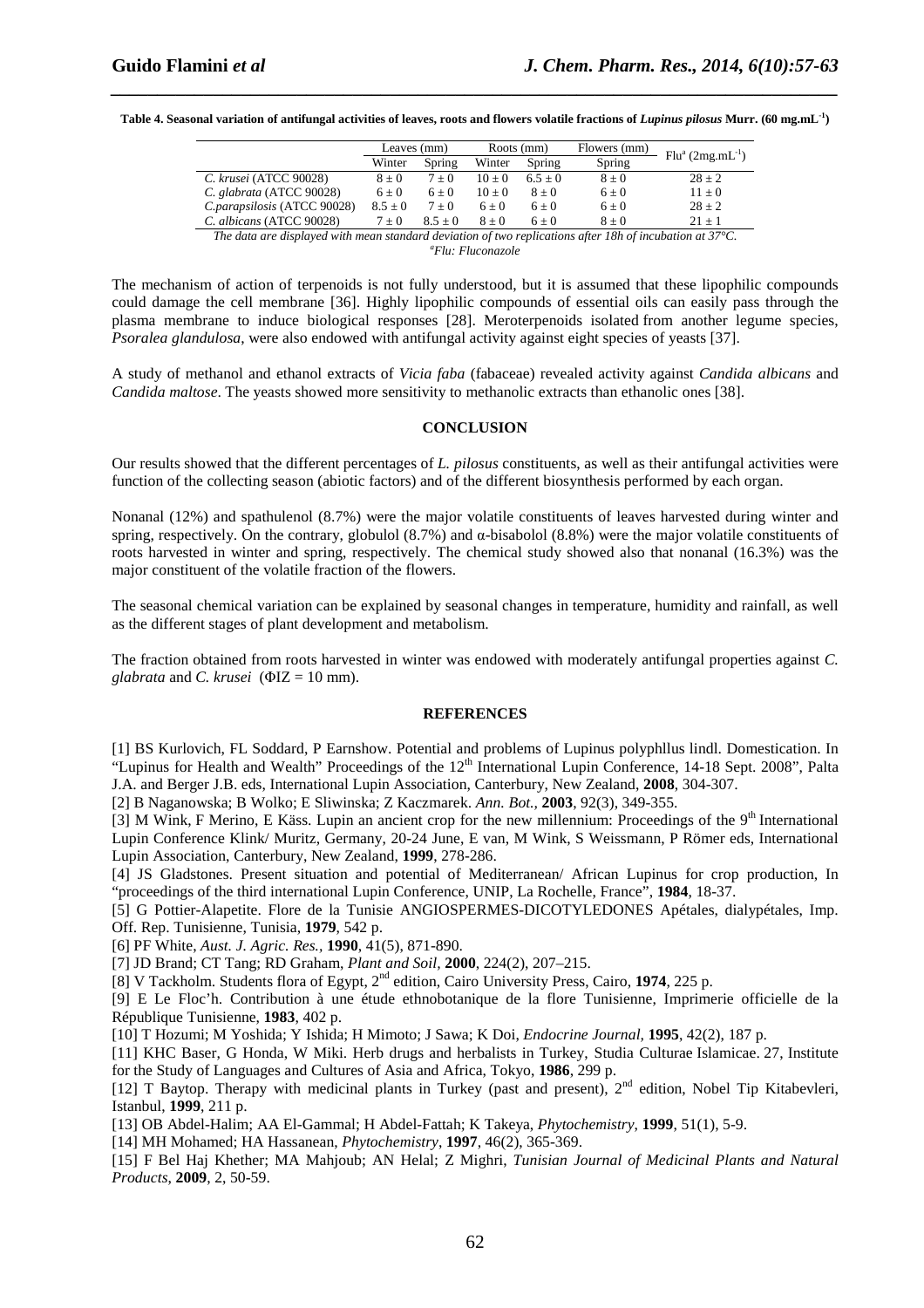**Table 4. Seasonal variation of antifungal activities of leaves, roots and flowers volatile fractions of *Lupinus pilosus* Murr. (60 mg.mL$^{-1}$)**

| | Leaves (mm) | | Roots (mm) | | Flowers (mm) | Flu[a] (2mg.mL$^{-1}$) |
|---|---|---|---|---|---|---|
| | Winter | Spring | Winter | Spring | Spring | |
| *C. krusei* (ATCC 90028) | 8 ± 0 | 7 ± 0 | 10 ± 0 | 6.5 ± 0 | 8 ± 0 | 28 ± 2 |
| *C. glabrata* (ATCC 90028) | 6 ± 0 | 6 ± 0 | 10 ± 0 | 8 ± 0 | 6 ± 0 | 11 ± 0 |
| *C.parapsilosis* (ATCC 90028) | 8.5 ± 0 | 7 ± 0 | 6 ± 0 | 6 ± 0 | 6 ± 0 | 28 ± 2 |
| *C. albicans* (ATCC 90028) | 7 ± 0 | 8.5 ± 0 | 8 ± 0 | 6 ± 0 | 8 ± 0 | 21 ± 1 |

*The data are displayed with mean standard deviation of two replications after 18h of incubation at 37°C.*
*[a]Flu: Fluconazole*

The mechanism of action of terpenoids is not fully understood, but it is assumed that these lipophilic compounds could damage the cell membrane [36]. Highly lipophilic compounds of essential oils can easily pass through the plasma membrane to induce biological responses [28]. Meroterpenoids isolated from another legume species, *Psoralea glandulosa*, were also endowed with antifungal activity against eight species of yeasts [37].

A study of methanol and ethanol extracts of *Vicia faba* (fabaceae) revealed activity against *Candida albicans* and *Candida maltose*. The yeasts showed more sensitivity to methanolic extracts than ethanolic ones [38].

## CONCLUSION

Our results showed that the different percentages of *L. pilosus* constituents, as well as their antifungal activities were function of the collecting season (abiotic factors) and of the different biosynthesis performed by each organ.

Nonanal (12%) and spathulenol (8.7%) were the major volatile constituents of leaves harvested during winter and spring, respectively. On the contrary, globulol (8.7%) and α-bisabolol (8.8%) were the major volatile constituents of roots harvested in winter and spring, respectively. The chemical study showed also that nonanal (16.3%) was the major constituent of the volatile fraction of the flowers.

The seasonal chemical variation can be explained by seasonal changes in temperature, humidity and rainfall, as well as the different stages of plant development and metabolism.

The fraction obtained from roots harvested in winter was endowed with moderately antifungal properties against *C. glabrata* and *C. krusei* (ΦIZ = 10 mm).

## REFERENCES

[1] BS Kurlovich, FL Soddard, P Earnshow. Potential and problems of Lupinus polyphllus lindl. Domestication. In "Lupinus for Health and Wealth" Proceedings of the 12th International Lupin Conference, 14-18 Sept. 2008", Palta J.A. and Berger J.B. eds, International Lupin Association, Canterbury, New Zealand, **2008**, 304-307.

[2] B Naganowska; B Wolko; E Sliwinska; Z Kaczmarek. *Ann. Bot.*, **2003**, 92(3), 349-355.

[3] M Wink, F Merino, E Käss. Lupin an ancient crop for the new millennium: Proceedings of the 9th International Lupin Conference Klink/ Muritz, Germany, 20-24 June, E van, M Wink, S Weissmann, P Römer eds, International Lupin Association, Canterbury, New Zealand, **1999**, 278-286.

[4] JS Gladstones. Present situation and potential of Mediterranean/ African Lupinus for crop production, In "proceedings of the third international Lupin Conference, UNIP, La Rochelle, France", **1984**, 18-37.

[5] G Pottier-Alapetite. Flore de la Tunisie ANGIOSPERMES-DICOTYLEDONES Apétales, dialypétales, Imp. Off. Rep. Tunisienne, Tunisia, **1979**, 542 p.

[6] PF White, *Aust. J. Agric. Res.*, **1990**, 41(5), 871-890.

[7] JD Brand; CT Tang; RD Graham, *Plant and Soil*, **2000**, 224(2), 207–215.

[8] V Tackholm. Students flora of Egypt, 2nd edition, Cairo University Press, Cairo, **1974**, 225 p.

[9] E Le Floc'h. Contribution à une étude ethnobotanique de la flore Tunisienne, Imprimerie officielle de la République Tunisienne, **1983**, 402 p.

[10] T Hozumi; M Yoshida; Y Ishida; H Mimoto; J Sawa; K Doi, *Endocrine Journal*, **1995**, 42(2), 187 p.

[11] KHC Baser, G Honda, W Miki. Herb drugs and herbalists in Turkey, Studia Culturae Islamicae. 27, Institute for the Study of Languages and Cultures of Asia and Africa, Tokyo, **1986**, 299 p.

[12] T Baytop. Therapy with medicinal plants in Turkey (past and present), 2nd edition, Nobel Tip Kitabevleri, Istanbul, **1999**, 211 p.

[13] OB Abdel-Halim; AA El-Gammal; H Abdel-Fattah; K Takeya, *Phytochemistry*, **1999**, 51(1), 5-9.

[14] MH Mohamed; HA Hassanean, *Phytochemistry*, **1997**, 46(2), 365-369.

[15] F Bel Haj Khether; MA Mahjoub; AN Helal; Z Mighri, *Tunisian Journal of Medicinal Plants and Natural Products*, **2009**, 2, 50-59.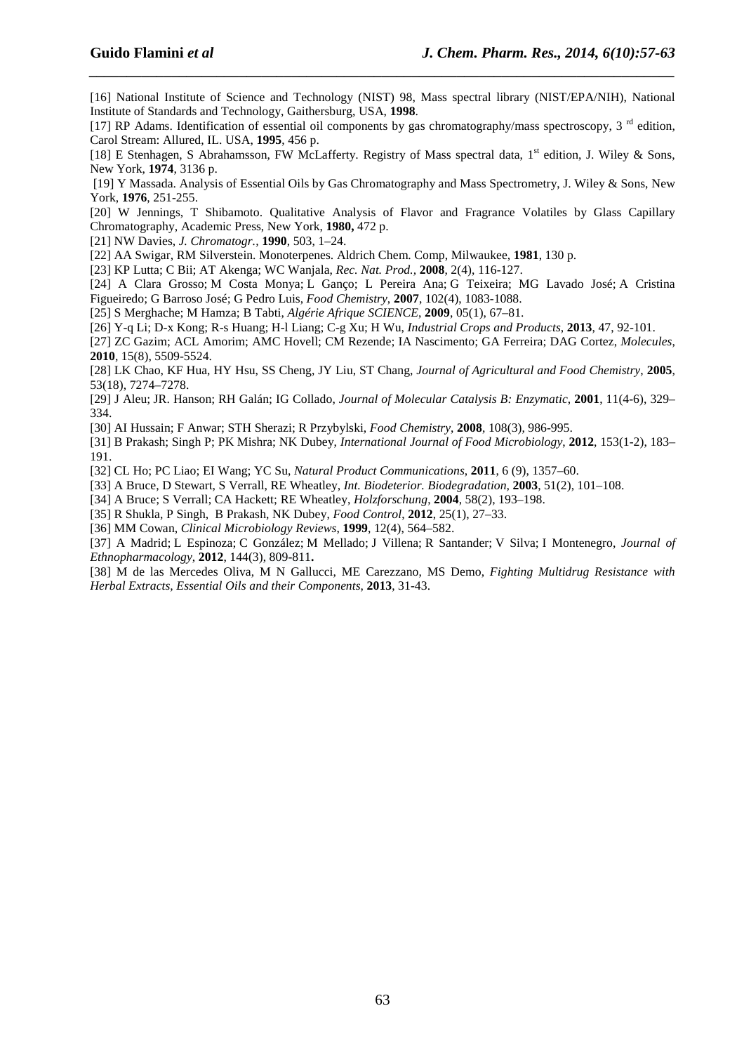[16] National Institute of Science and Technology (NIST) 98, Mass spectral library (NIST/EPA/NIH), National Institute of Standards and Technology, Gaithersburg, USA, **1998**.

[17] RP Adams. Identification of essential oil components by gas chromatography/mass spectroscopy, 3 rd edition, Carol Stream: Allured, IL. USA, **1995**, 456 p.

[18] E Stenhagen, S Abrahamsson, FW McLafferty. Registry of Mass spectral data, 1st edition, J. Wiley & Sons, New York, **1974**, 3136 p.

[19] Y Massada. Analysis of Essential Oils by Gas Chromatography and Mass Spectrometry, J. Wiley & Sons, New York, **1976**, 251-255.

[20] W Jennings, T Shibamoto. Qualitative Analysis of Flavor and Fragrance Volatiles by Glass Capillary Chromatography, Academic Press, New York, **1980,** 472 p.

[21] NW Davies, *J. Chromatogr.*, **1990**, 503, 1–24.

[22] AA Swigar, RM Silverstein. Monoterpenes. Aldrich Chem. Comp, Milwaukee, **1981**, 130 p.

[23] KP Lutta; C Bii; AT Akenga; WC Wanjala, *Rec. Nat. Prod.*, **2008**, 2(4), 116-127.

[24] A Clara Grosso; M Costa Monya; L Ganço; L Pereira Ana; G Teixeira; MG Lavado José; A Cristina Figueiredo; G Barroso José; G Pedro Luis, *Food Chemistry*, **2007**, 102(4), 1083-1088.

[25] S Merghache; M Hamza; B Tabti, *Algérie Afrique SCIENCE*, **2009**, 05(1), 67–81.

[26] Y-q Li; D-x Kong; R-s Huang; H-l Liang; C-g Xu; H Wu, *Industrial Crops and Products*, **2013**, 47, 92-101.

[27] ZC Gazim; ACL Amorim; AMC Hovell; CM Rezende; IA Nascimento; GA Ferreira; DAG Cortez, *Molecules*, **2010**, 15(8), 5509-5524.

[28] LK Chao, KF Hua, HY Hsu, SS Cheng, JY Liu, ST Chang, *Journal of Agricultural and Food Chemistry*, **2005**, 53(18), 7274–7278.

[29] J Aleu; JR. Hanson; RH Galán; IG Collado, *Journal of Molecular Catalysis B: Enzymatic*, **2001**, 11(4-6), 329–334.

[30] AI Hussain; F Anwar; STH Sherazi; R Przybylski, *Food Chemistry*, **2008**, 108(3), 986-995.

[31] B Prakash; Singh P; PK Mishra; NK Dubey, *International Journal of Food Microbiology*, **2012**, 153(1-2), 183–191.

[32] CL Ho; PC Liao; EI Wang; YC Su, *Natural Product Communications*, **2011**, 6 (9), 1357–60.

[33] A Bruce, D Stewart, S Verrall, RE Wheatley, *Int. Biodeterior. Biodegradation*, **2003**, 51(2), 101–108.

[34] A Bruce; S Verrall; CA Hackett; RE Wheatley, *Holzforschung*, **2004**, 58(2), 193–198.

[35] R Shukla, P Singh, B Prakash, NK Dubey, *Food Control*, **2012**, 25(1), 27–33.

[36] MM Cowan, *Clinical Microbiology Reviews*, **1999**, 12(4), 564–582.

[37] A Madrid; L Espinoza; C González; M Mellado; J Villena; R Santander; V Silva; I Montenegro, *Journal of Ethnopharmacology*, **2012**, 144(3), 809-811**.**

[38] M de las Mercedes Oliva, M N Gallucci, ME Carezzano, MS Demo, *Fighting Multidrug Resistance with Herbal Extracts, Essential Oils and their Components*, **2013**, 31-43.